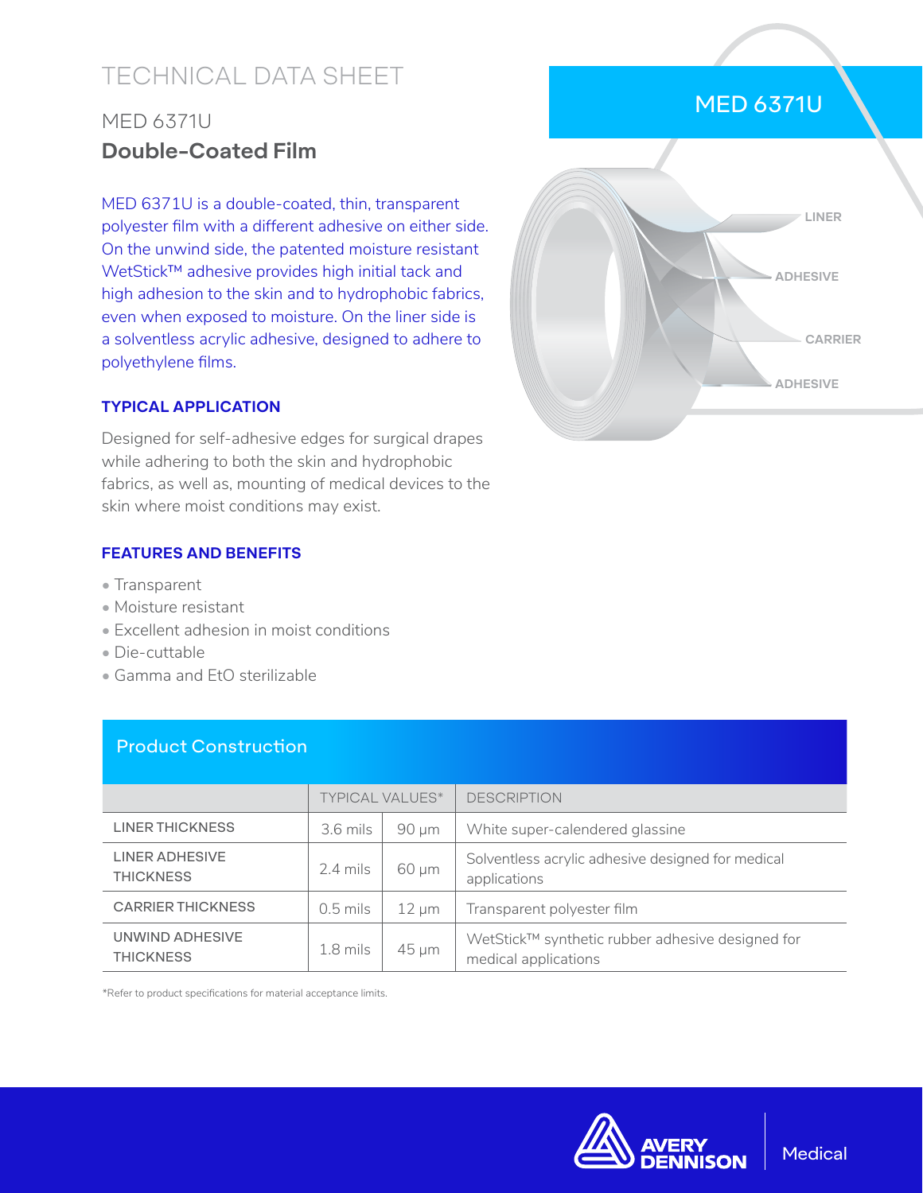# TECHNICAL DATA SHEET

## MED 6371U

## **Double-Coated Film**

MED 6371U is a double-coated, thin, transparent polyester film with a different adhesive on either side. On the unwind side, the patented moisture resistant WetStick™ adhesive provides high initial tack and high adhesion to the skin and to hydrophobic fabrics, even when exposed to moisture. On the liner side is a solventless acrylic adhesive, designed to adhere to polyethylene films.

MED 6371U

LINER

ADHESIVE

CARRIER

ADHESIVE

### TYPICAL APPLICATION

Designed for self-adhesive edges for surgical drapes while adhering to both the skin and hydrophobic fabrics, as well as, mounting of medical devices to the skin where moist conditions may exist.

### FEATURES AND BENEFITS

- Transparent
- Moisture resistant
- Excellent adhesion in moist conditions
- Die-cuttable
- Gamma and EtO sterilizable

### Product Construction

| | TYPICAL VALUES* | | DESCRIPTION |
|---|---|---|---|
| LINER THICKNESS | 3.6 mils | 90 µm | White super-calendered glassine |
| LINER ADHESIVE THICKNESS | 2.4 mils | 60 µm | Solventless acrylic adhesive designed for medical applications |
| CARRIER THICKNESS | 0.5 mils | 12 µm | Transparent polyester film |
| UNWIND ADHESIVE THICKNESS | 1.8 mils | 45 µm | WetStick™ synthetic rubber adhesive designed for medical applications |

*Refer to product specifications for material acceptance limits.

AVERY DENNISON | Medical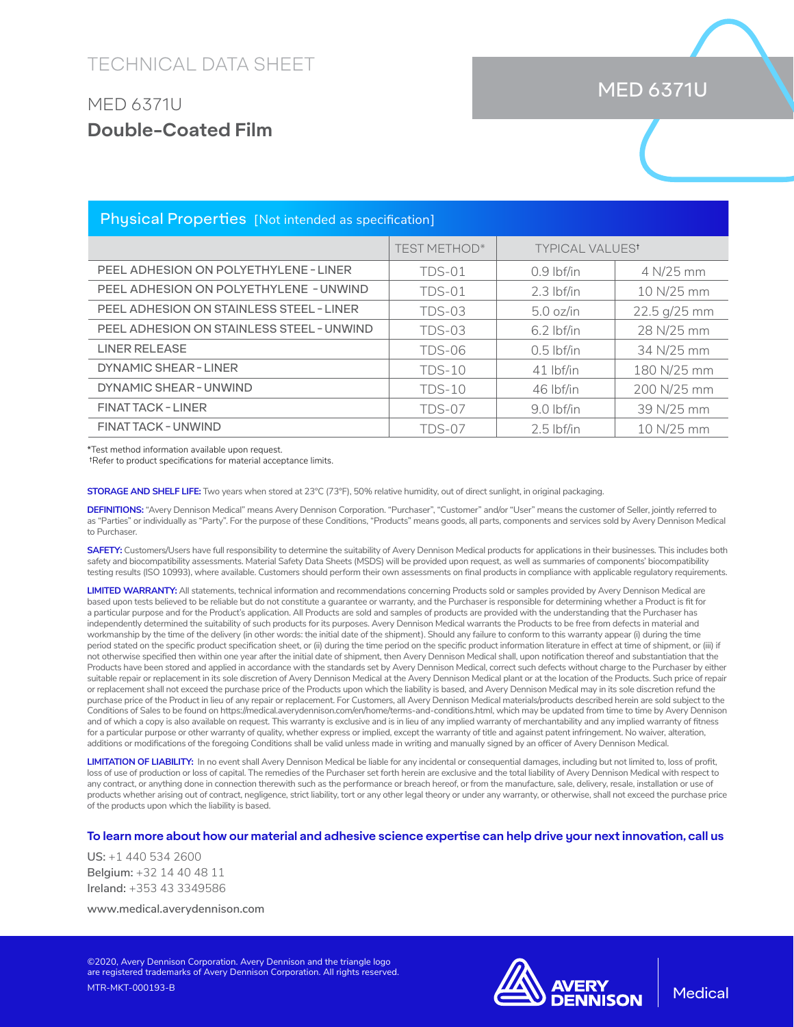# TECHNICAL DATA SHEET

## MED 6371U

## Double-Coated Film

MED 6371U

### Physical Properties [Not intended as specification]

| | TEST METHOD* | TYPICAL VALUES† | |
|---|---|---|---|
| PEEL ADHESION ON POLYETHYLENE - LINER | TDS-01 | 0.9 lbf/in | 4 N/25 mm |
| PEEL ADHESION ON POLYETHYLENE - UNWIND | TDS-01 | 2.3 lbf/in | 10 N/25 mm |
| PEEL ADHESION ON STAINLESS STEEL - LINER | TDS-03 | 5.0 oz/in | 22.5 g/25 mm |
| PEEL ADHESION ON STAINLESS STEEL - UNWIND | TDS-03 | 6.2 lbf/in | 28 N/25 mm |
| LINER RELEASE | TDS-06 | 0.5 lbf/in | 34 N/25 mm |
| DYNAMIC SHEAR - LINER | TDS-10 | 41 lbf/in | 180 N/25 mm |
| DYNAMIC SHEAR - UNWIND | TDS-10 | 46 lbf/in | 200 N/25 mm |
| FINAT TACK - LINER | TDS-07 | 9.0 lbf/in | 39 N/25 mm |
| FINAT TACK - UNWIND | TDS-07 | 2.5 lbf/in | 10 N/25 mm |

*Test method information available upon request.
†Refer to product specifications for material acceptance limits.

**STORAGE AND SHELF LIFE:** Two years when stored at 23°C (73°F), 50% relative humidity, out of direct sunlight, in original packaging.

**DEFINITIONS:** "Avery Dennison Medical" means Avery Dennison Corporation. "Purchaser", "Customer" and/or "User" means the customer of Seller, jointly referred to as "Parties" or individually as "Party". For the purpose of these Conditions, "Products" means goods, all parts, components and services sold by Avery Dennison Medical to Purchaser.

**SAFETY:** Customers/Users have full responsibility to determine the suitability of Avery Dennison Medical products for applications in their businesses. This includes both safety and biocompatibility assessments. Material Safety Data Sheets (MSDS) will be provided upon request, as well as summaries of components' biocompatibility testing results (ISO 10993), where available. Customers should perform their own assessments on final products in compliance with applicable regulatory requirements.

**LIMITED WARRANTY:** All statements, technical information and recommendations concerning Products sold or samples provided by Avery Dennison Medical are based upon tests believed to be reliable but do not constitute a guarantee or warranty, and the Purchaser is responsible for determining whether a Product is fit for a particular purpose and for the Product's application. All Products are sold and samples of products are provided with the understanding that the Purchaser has independently determined the suitability of such products for its purposes. Avery Dennison Medical warrants the Products to be free from defects in material and workmanship by the time of the delivery (in other words: the initial date of the shipment). Should any failure to conform to this warranty appear (i) during the time period stated on the specific product specification sheet, or (ii) during the time period on the specific product information literature in effect at time of shipment, or (iii) if not otherwise specified then within one year after the initial date of shipment, then Avery Dennison Medical shall, upon notification thereof and substantiation that the Products have been stored and applied in accordance with the standards set by Avery Dennison Medical, correct such defects without charge to the Purchaser by either suitable repair or replacement in its sole discretion of Avery Dennison Medical at the Avery Dennison Medical plant or at the location of the Products. Such price of repair or replacement shall not exceed the purchase price of the Products upon which the liability is based, and Avery Dennison Medical may in its sole discretion refund the purchase price of the Product in lieu of any repair or replacement. For Customers, all Avery Dennison Medical materials/products described herein are sold subject to the Conditions of Sales to be found on https://medical.averydennison.com/en/home/terms-and-conditions.html, which may be updated from time to time by Avery Dennison and of which a copy is also available on request. This warranty is exclusive and is in lieu of any implied warranty of merchantability and any implied warranty of fitness for a particular purpose or other warranty of quality, whether express or implied, except the warranty of title and against patent infringement. No waiver, alteration, additions or modifications of the foregoing Conditions shall be valid unless made in writing and manually signed by an officer of Avery Dennison Medical.

**LIMITATION OF LIABILITY:** In no event shall Avery Dennison Medical be liable for any incidental or consequential damages, including but not limited to, loss of profit, loss of use of production or loss of capital. The remedies of the Purchaser set forth herein are exclusive and the total liability of Avery Dennison Medical with respect to any contract, or anything done in connection therewith such as the performance or breach hereof, or from the manufacture, sale, delivery, resale, installation or use of products whether arising out of contract, negligence, strict liability, tort or any other legal theory or under any warranty, or otherwise, shall not exceed the purchase price of the products upon which the liability is based.

**To learn more about how our material and adhesive science expertise can help drive your next innovation, call us**

**US:** +1 440 534 2600
**Belgium:** +32 14 40 48 11
**Ireland:** +353 43 3349586

www.medical.averydennison.com

©2020, Avery Dennison Corporation. Avery Dennison and the triangle logo are registered trademarks of Avery Dennison Corporation. All rights reserved.

MTR-MKT-000193-B

AVERY DENNISON Medical